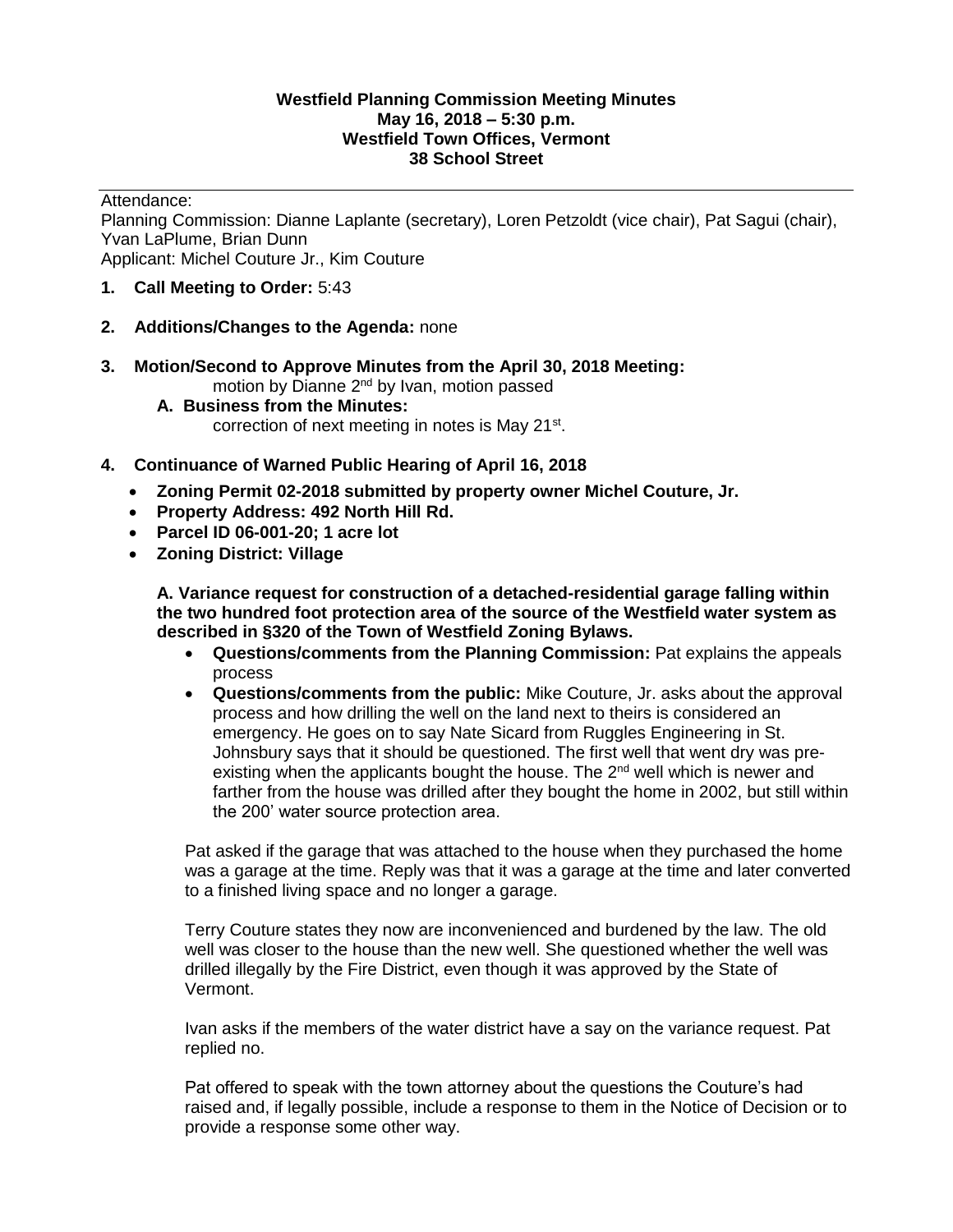**Westfield Planning Commission Meeting Minutes**
**May 16, 2018 – 5:30 p.m.**
**Westfield Town Offices, Vermont**
**38 School Street**

---

Attendance:
Planning Commission: Dianne Laplante (secretary), Loren Petzoldt (vice chair), Pat Sagui (chair), Yvan LaPlume, Brian Dunn
Applicant: Michel Couture Jr., Kim Couture

1. **Call Meeting to Order:** 5:43

2. **Additions/Changes to the Agenda:** none

3. **Motion/Second to Approve Minutes from the April 30, 2018 Meeting:**
   motion by Dianne 2nd by Ivan, motion passed
   **A. Business from the Minutes:**
   correction of next meeting in notes is May 21st.

4. **Continuance of Warned Public Hearing of April 16, 2018**
   - **Zoning Permit 02-2018 submitted by property owner Michel Couture, Jr.**
   - **Property Address: 492 North Hill Rd.**
   - **Parcel ID 06-001-20; 1 acre lot**
   - **Zoning District: Village**

   **A. Variance request for construction of a detached-residential garage falling within the two hundred foot protection area of the source of the Westfield water system as described in §320 of the Town of Westfield Zoning Bylaws.**
   - **Questions/comments from the Planning Commission:** Pat explains the appeals process
   - **Questions/comments from the public:** Mike Couture, Jr. asks about the approval process and how drilling the well on the land next to theirs is considered an emergency. He goes on to say Nate Sicard from Ruggles Engineering in St. Johnsbury says that it should be questioned. The first well that went dry was pre-existing when the applicants bought the house. The 2nd well which is newer and farther from the house was drilled after they bought the home in 2002, but still within the 200' water source protection area.

   Pat asked if the garage that was attached to the house when they purchased the home was a garage at the time. Reply was that it was a garage at the time and later converted to a finished living space and no longer a garage.

   Terry Couture states they now are inconvenienced and burdened by the law. The old well was closer to the house than the new well. She questioned whether the well was drilled illegally by the Fire District, even though it was approved by the State of Vermont.

   Ivan asks if the members of the water district have a say on the variance request. Pat replied no.

   Pat offered to speak with the town attorney about the questions the Couture's had raised and, if legally possible, include a response to them in the Notice of Decision or to provide a response some other way.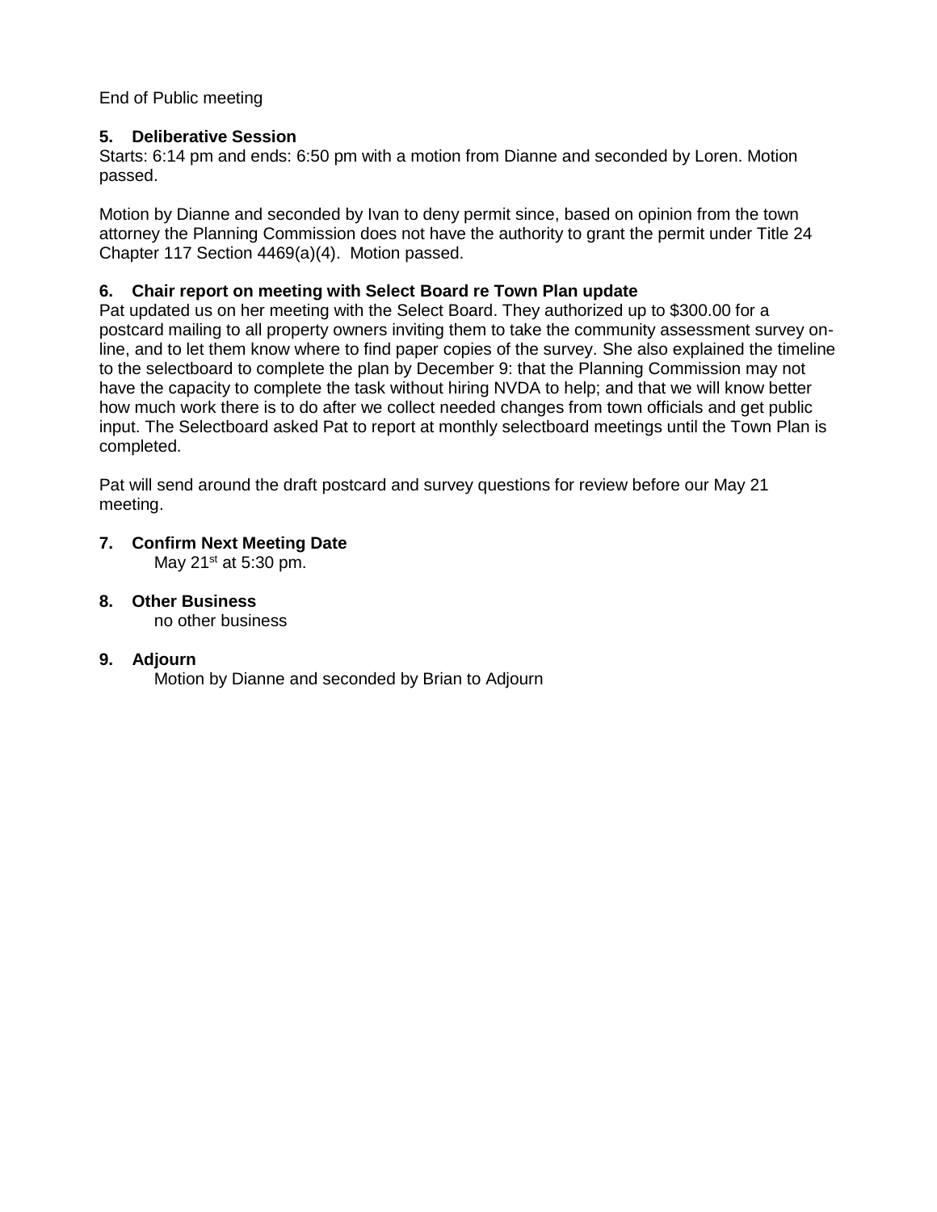End of Public meeting

**5. Deliberative Session**

Starts: 6:14 pm and ends: 6:50 pm with a motion from Dianne and seconded by Loren. Motion passed.

Motion by Dianne and seconded by Ivan to deny permit since, based on opinion from the town attorney the Planning Commission does not have the authority to grant the permit under Title 24 Chapter 117 Section 4469(a)(4). Motion passed.

**6. Chair report on meeting with Select Board re Town Plan update**

Pat updated us on her meeting with the Select Board. They authorized up to $300.00 for a postcard mailing to all property owners inviting them to take the community assessment survey on-line, and to let them know where to find paper copies of the survey. She also explained the timeline to the selectboard to complete the plan by December 9: that the Planning Commission may not have the capacity to complete the task without hiring NVDA to help; and that we will know better how much work there is to do after we collect needed changes from town officials and get public input. The Selectboard asked Pat to report at monthly selectboard meetings until the Town Plan is completed.

Pat will send around the draft postcard and survey questions for review before our May 21 meeting.

**7. Confirm Next Meeting Date**

May 21st at 5:30 pm.

**8. Other Business**

no other business

**9. Adjourn**

Motion by Dianne and seconded by Brian to Adjourn